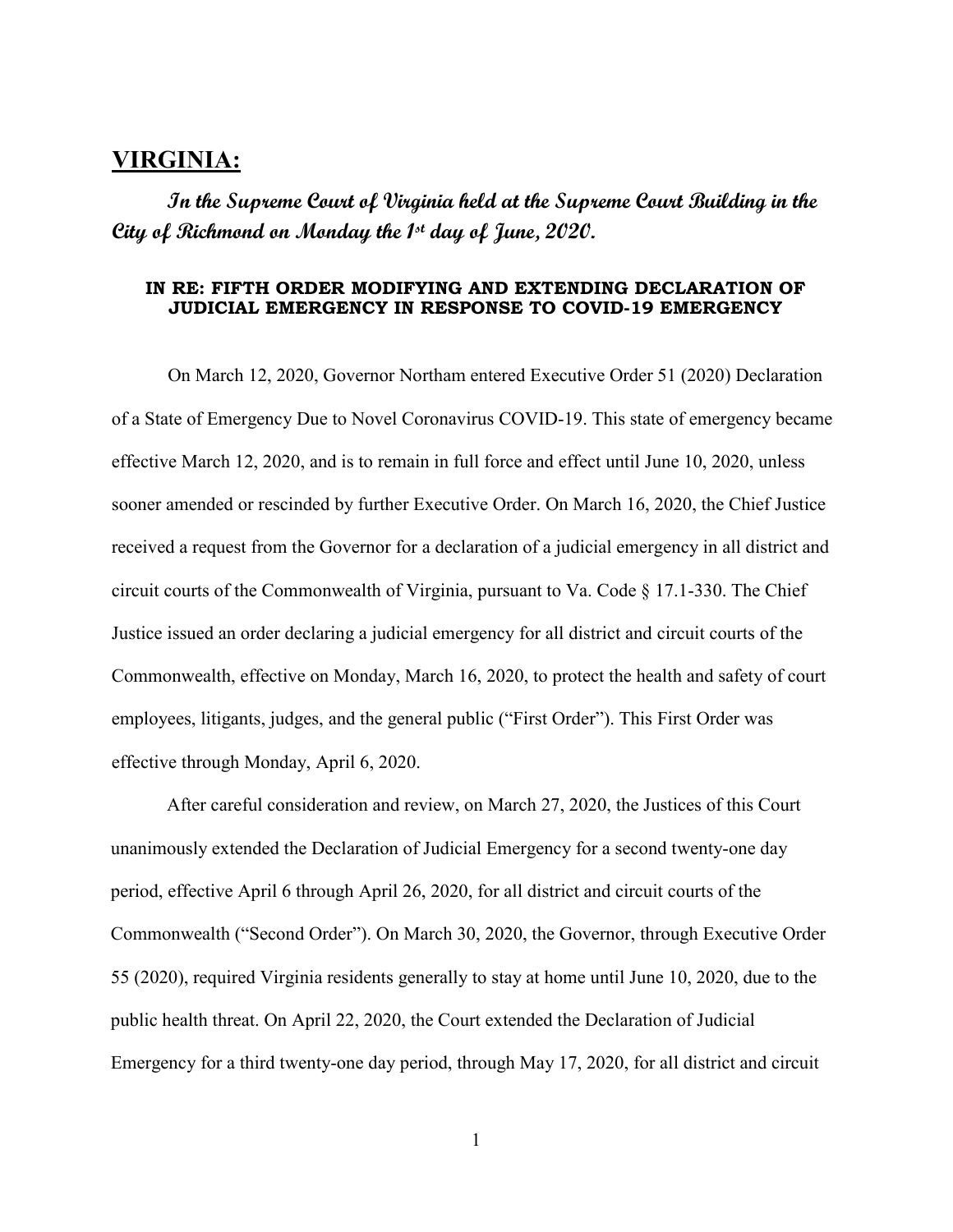# VIRGINIA:

***In the Supreme Court of Virginia held at the Supreme Court Building in the City of Richmond on Monday the 1st day of June, 2020.***

### IN RE: FIFTH ORDER MODIFYING AND EXTENDING DECLARATION OF JUDICIAL EMERGENCY IN RESPONSE TO COVID-19 EMERGENCY

On March 12, 2020, Governor Northam entered Executive Order 51 (2020) Declaration of a State of Emergency Due to Novel Coronavirus COVID-19. This state of emergency became effective March 12, 2020, and is to remain in full force and effect until June 10, 2020, unless sooner amended or rescinded by further Executive Order. On March 16, 2020, the Chief Justice received a request from the Governor for a declaration of a judicial emergency in all district and circuit courts of the Commonwealth of Virginia, pursuant to Va. Code § 17.1-330. The Chief Justice issued an order declaring a judicial emergency for all district and circuit courts of the Commonwealth, effective on Monday, March 16, 2020, to protect the health and safety of court employees, litigants, judges, and the general public ("First Order"). This First Order was effective through Monday, April 6, 2020.

After careful consideration and review, on March 27, 2020, the Justices of this Court unanimously extended the Declaration of Judicial Emergency for a second twenty-one day period, effective April 6 through April 26, 2020, for all district and circuit courts of the Commonwealth ("Second Order"). On March 30, 2020, the Governor, through Executive Order 55 (2020), required Virginia residents generally to stay at home until June 10, 2020, due to the public health threat. On April 22, 2020, the Court extended the Declaration of Judicial Emergency for a third twenty-one day period, through May 17, 2020, for all district and circuit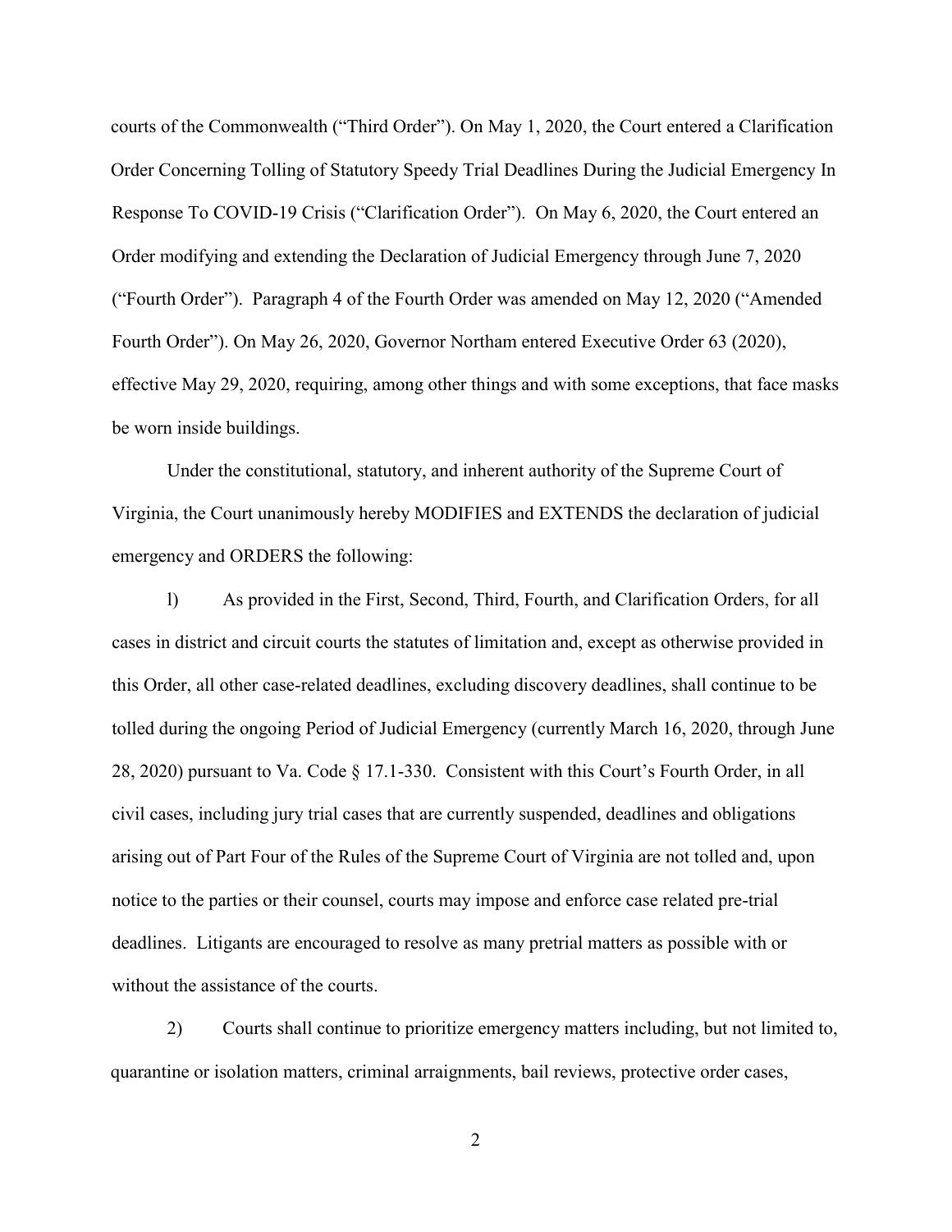courts of the Commonwealth ("Third Order"). On May 1, 2020, the Court entered a Clarification Order Concerning Tolling of Statutory Speedy Trial Deadlines During the Judicial Emergency In Response To COVID-19 Crisis ("Clarification Order"). On May 6, 2020, the Court entered an Order modifying and extending the Declaration of Judicial Emergency through June 7, 2020 ("Fourth Order"). Paragraph 4 of the Fourth Order was amended on May 12, 2020 ("Amended Fourth Order"). On May 26, 2020, Governor Northam entered Executive Order 63 (2020), effective May 29, 2020, requiring, among other things and with some exceptions, that face masks be worn inside buildings.

Under the constitutional, statutory, and inherent authority of the Supreme Court of Virginia, the Court unanimously hereby MODIFIES and EXTENDS the declaration of judicial emergency and ORDERS the following:

1) As provided in the First, Second, Third, Fourth, and Clarification Orders, for all cases in district and circuit courts the statutes of limitation and, except as otherwise provided in this Order, all other case-related deadlines, excluding discovery deadlines, shall continue to be tolled during the ongoing Period of Judicial Emergency (currently March 16, 2020, through June 28, 2020) pursuant to Va. Code § 17.1-330. Consistent with this Court's Fourth Order, in all civil cases, including jury trial cases that are currently suspended, deadlines and obligations arising out of Part Four of the Rules of the Supreme Court of Virginia are not tolled and, upon notice to the parties or their counsel, courts may impose and enforce case related pre-trial deadlines. Litigants are encouraged to resolve as many pretrial matters as possible with or without the assistance of the courts.

2) Courts shall continue to prioritize emergency matters including, but not limited to, quarantine or isolation matters, criminal arraignments, bail reviews, protective order cases,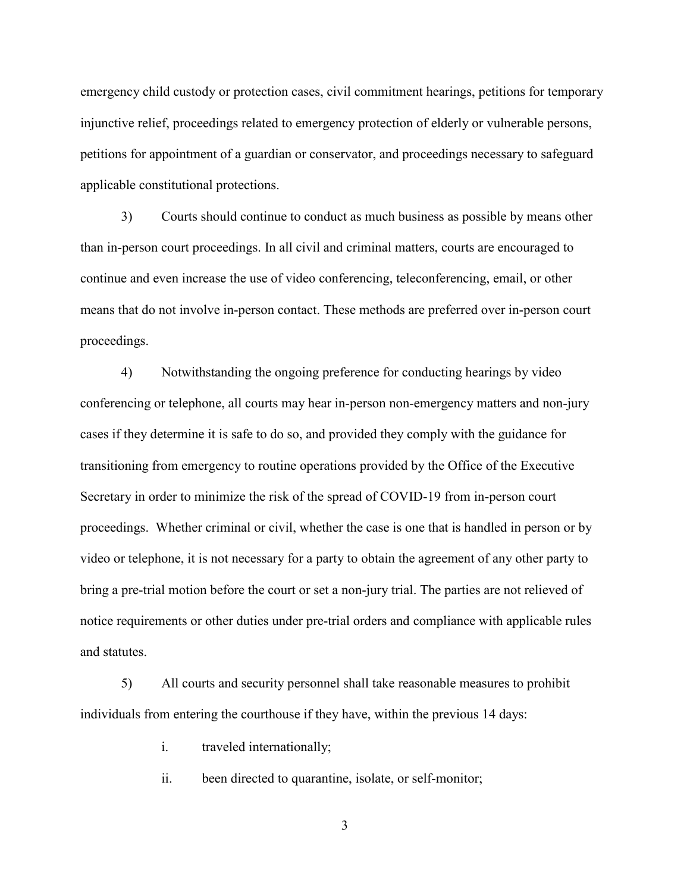emergency child custody or protection cases, civil commitment hearings, petitions for temporary injunctive relief, proceedings related to emergency protection of elderly or vulnerable persons, petitions for appointment of a guardian or conservator, and proceedings necessary to safeguard applicable constitutional protections.

3) Courts should continue to conduct as much business as possible by means other than in-person court proceedings. In all civil and criminal matters, courts are encouraged to continue and even increase the use of video conferencing, teleconferencing, email, or other means that do not involve in-person contact. These methods are preferred over in-person court proceedings.

4) Notwithstanding the ongoing preference for conducting hearings by video conferencing or telephone, all courts may hear in-person non-emergency matters and non-jury cases if they determine it is safe to do so, and provided they comply with the guidance for transitioning from emergency to routine operations provided by the Office of the Executive Secretary in order to minimize the risk of the spread of COVID-19 from in-person court proceedings. Whether criminal or civil, whether the case is one that is handled in person or by video or telephone, it is not necessary for a party to obtain the agreement of any other party to bring a pre-trial motion before the court or set a non-jury trial. The parties are not relieved of notice requirements or other duties under pre-trial orders and compliance with applicable rules and statutes.

5) All courts and security personnel shall take reasonable measures to prohibit individuals from entering the courthouse if they have, within the previous 14 days:

i. traveled internationally;

ii. been directed to quarantine, isolate, or self-monitor;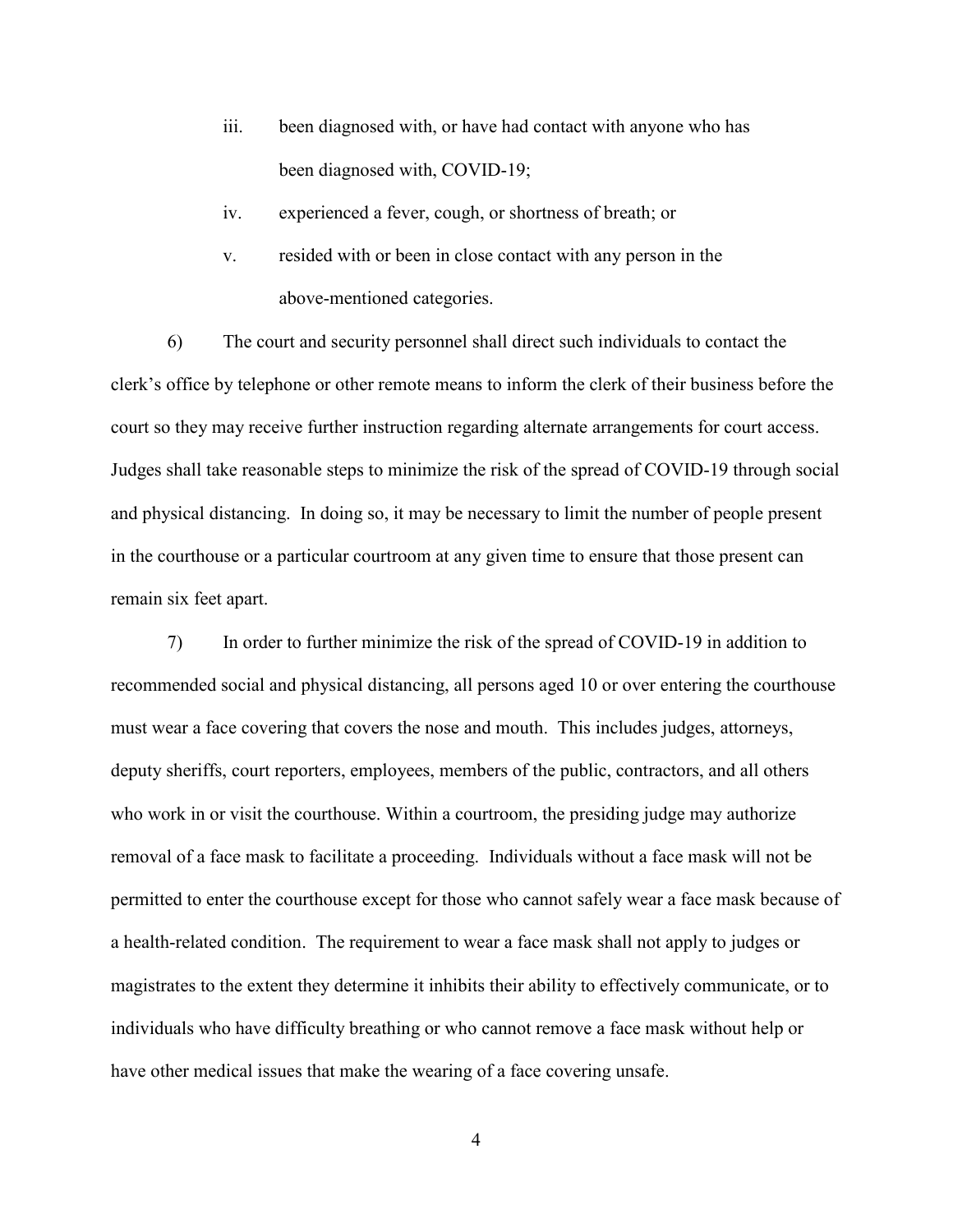iii. been diagnosed with, or have had contact with anyone who has been diagnosed with, COVID-19;

iv. experienced a fever, cough, or shortness of breath; or

v. resided with or been in close contact with any person in the above-mentioned categories.

6) The court and security personnel shall direct such individuals to contact the clerk's office by telephone or other remote means to inform the clerk of their business before the court so they may receive further instruction regarding alternate arrangements for court access. Judges shall take reasonable steps to minimize the risk of the spread of COVID-19 through social and physical distancing. In doing so, it may be necessary to limit the number of people present in the courthouse or a particular courtroom at any given time to ensure that those present can remain six feet apart.

7) In order to further minimize the risk of the spread of COVID-19 in addition to recommended social and physical distancing, all persons aged 10 or over entering the courthouse must wear a face covering that covers the nose and mouth. This includes judges, attorneys, deputy sheriffs, court reporters, employees, members of the public, contractors, and all others who work in or visit the courthouse. Within a courtroom, the presiding judge may authorize removal of a face mask to facilitate a proceeding. Individuals without a face mask will not be permitted to enter the courthouse except for those who cannot safely wear a face mask because of a health-related condition. The requirement to wear a face mask shall not apply to judges or magistrates to the extent they determine it inhibits their ability to effectively communicate, or to individuals who have difficulty breathing or who cannot remove a face mask without help or have other medical issues that make the wearing of a face covering unsafe.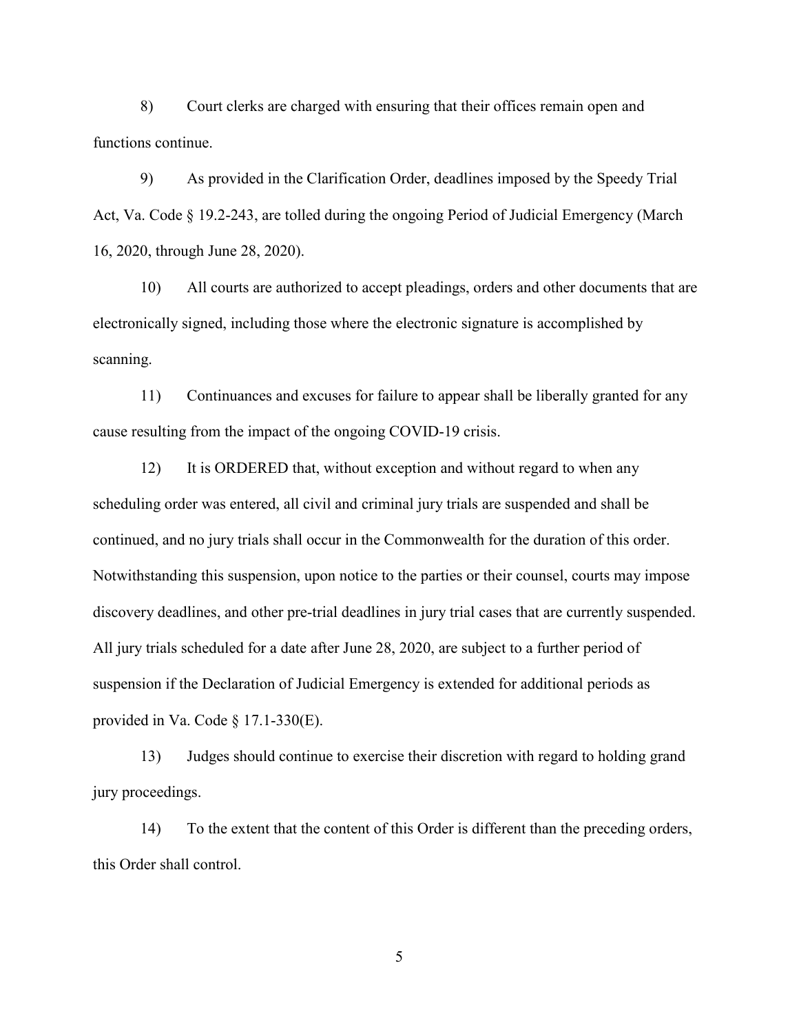8) Court clerks are charged with ensuring that their offices remain open and functions continue.

9) As provided in the Clarification Order, deadlines imposed by the Speedy Trial Act, Va. Code § 19.2-243, are tolled during the ongoing Period of Judicial Emergency (March 16, 2020, through June 28, 2020).

10) All courts are authorized to accept pleadings, orders and other documents that are electronically signed, including those where the electronic signature is accomplished by scanning.

11) Continuances and excuses for failure to appear shall be liberally granted for any cause resulting from the impact of the ongoing COVID-19 crisis.

12) It is ORDERED that, without exception and without regard to when any scheduling order was entered, all civil and criminal jury trials are suspended and shall be continued, and no jury trials shall occur in the Commonwealth for the duration of this order. Notwithstanding this suspension, upon notice to the parties or their counsel, courts may impose discovery deadlines, and other pre-trial deadlines in jury trial cases that are currently suspended. All jury trials scheduled for a date after June 28, 2020, are subject to a further period of suspension if the Declaration of Judicial Emergency is extended for additional periods as provided in Va. Code § 17.1-330(E).

13) Judges should continue to exercise their discretion with regard to holding grand jury proceedings.

14) To the extent that the content of this Order is different than the preceding orders, this Order shall control.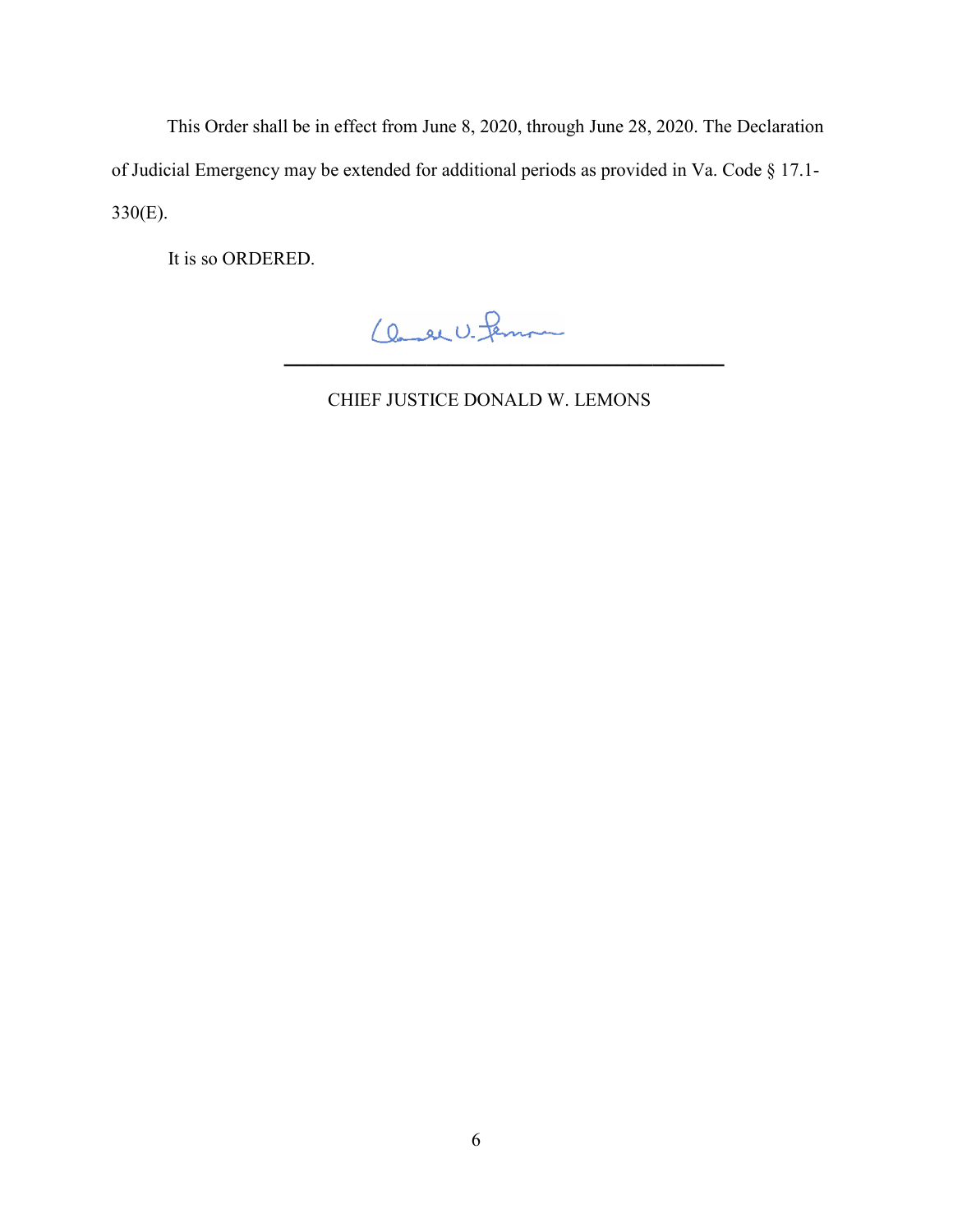This Order shall be in effect from June 8, 2020, through June 28, 2020. The Declaration of Judicial Emergency may be extended for additional periods as provided in Va. Code § 17.1-330(E).

It is so ORDERED.

\_\_\_\_\_\_\_\_\_\_\_\_\_\_\_\_\_\_\_\_\_\_\_\_\_\_\_\_\_\_\_\_\_\_\_\_\_\_\_\_

CHIEF JUSTICE DONALD W. LEMONS